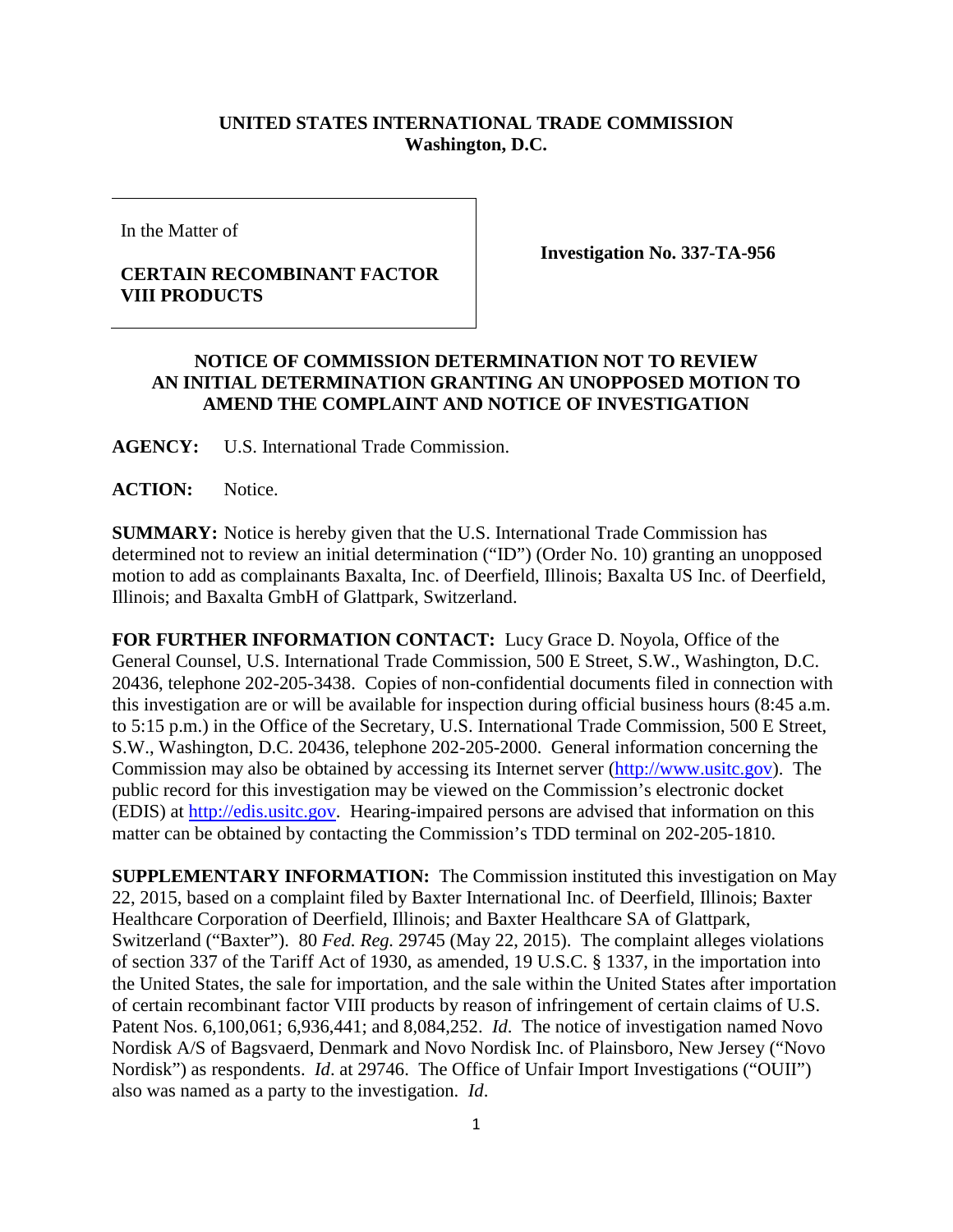**UNITED STATES INTERNATIONAL TRADE COMMISSION**
**Washington, D.C.**

In the Matter of

**CERTAIN RECOMBINANT FACTOR VIII PRODUCTS**

**Investigation No. 337-TA-956**

**NOTICE OF COMMISSION DETERMINATION NOT TO REVIEW AN INITIAL DETERMINATION GRANTING AN UNOPPOSED MOTION TO AMEND THE COMPLAINT AND NOTICE OF INVESTIGATION**

**AGENCY:** U.S. International Trade Commission.

**ACTION:** Notice.

**SUMMARY:** Notice is hereby given that the U.S. International Trade Commission has determined not to review an initial determination ("ID") (Order No. 10) granting an unopposed motion to add as complainants Baxalta, Inc. of Deerfield, Illinois; Baxalta US Inc. of Deerfield, Illinois; and Baxalta GmbH of Glattpark, Switzerland.

**FOR FURTHER INFORMATION CONTACT:** Lucy Grace D. Noyola, Office of the General Counsel, U.S. International Trade Commission, 500 E Street, S.W., Washington, D.C. 20436, telephone 202-205-3438. Copies of non-confidential documents filed in connection with this investigation are or will be available for inspection during official business hours (8:45 a.m. to 5:15 p.m.) in the Office of the Secretary, U.S. International Trade Commission, 500 E Street, S.W., Washington, D.C. 20436, telephone 202-205-2000. General information concerning the Commission may also be obtained by accessing its Internet server (http://www.usitc.gov). The public record for this investigation may be viewed on the Commission's electronic docket (EDIS) at http://edis.usitc.gov. Hearing-impaired persons are advised that information on this matter can be obtained by contacting the Commission's TDD terminal on 202-205-1810.

**SUPPLEMENTARY INFORMATION:** The Commission instituted this investigation on May 22, 2015, based on a complaint filed by Baxter International Inc. of Deerfield, Illinois; Baxter Healthcare Corporation of Deerfield, Illinois; and Baxter Healthcare SA of Glattpark, Switzerland ("Baxter"). 80 *Fed. Reg.* 29745 (May 22, 2015). The complaint alleges violations of section 337 of the Tariff Act of 1930, as amended, 19 U.S.C. § 1337, in the importation into the United States, the sale for importation, and the sale within the United States after importation of certain recombinant factor VIII products by reason of infringement of certain claims of U.S. Patent Nos. 6,100,061; 6,936,441; and 8,084,252. *Id.* The notice of investigation named Novo Nordisk A/S of Bagsvaerd, Denmark and Novo Nordisk Inc. of Plainsboro, New Jersey ("Novo Nordisk") as respondents. *Id*. at 29746. The Office of Unfair Import Investigations ("OUII") also was named as a party to the investigation. *Id*.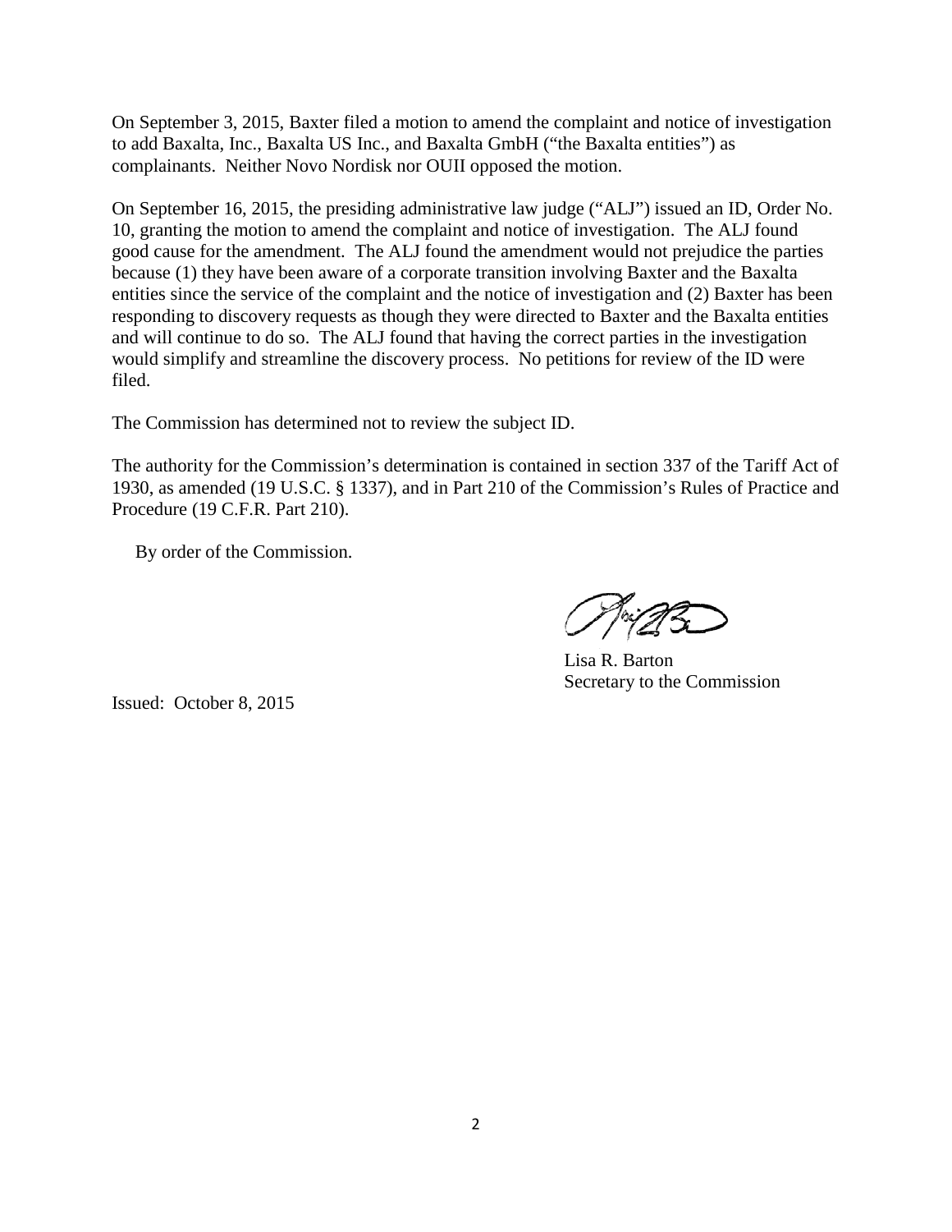On September 3, 2015, Baxter filed a motion to amend the complaint and notice of investigation to add Baxalta, Inc., Baxalta US Inc., and Baxalta GmbH ("the Baxalta entities") as complainants. Neither Novo Nordisk nor OUII opposed the motion.

On September 16, 2015, the presiding administrative law judge ("ALJ") issued an ID, Order No. 10, granting the motion to amend the complaint and notice of investigation. The ALJ found good cause for the amendment. The ALJ found the amendment would not prejudice the parties because (1) they have been aware of a corporate transition involving Baxter and the Baxalta entities since the service of the complaint and the notice of investigation and (2) Baxter has been responding to discovery requests as though they were directed to Baxter and the Baxalta entities and will continue to do so. The ALJ found that having the correct parties in the investigation would simplify and streamline the discovery process. No petitions for review of the ID were filed.

The Commission has determined not to review the subject ID.

The authority for the Commission's determination is contained in section 337 of the Tariff Act of 1930, as amended (19 U.S.C. § 1337), and in Part 210 of the Commission's Rules of Practice and Procedure (19 C.F.R. Part 210).

By order of the Commission.

Lisa R. Barton
Secretary to the Commission

Issued: October 8, 2015